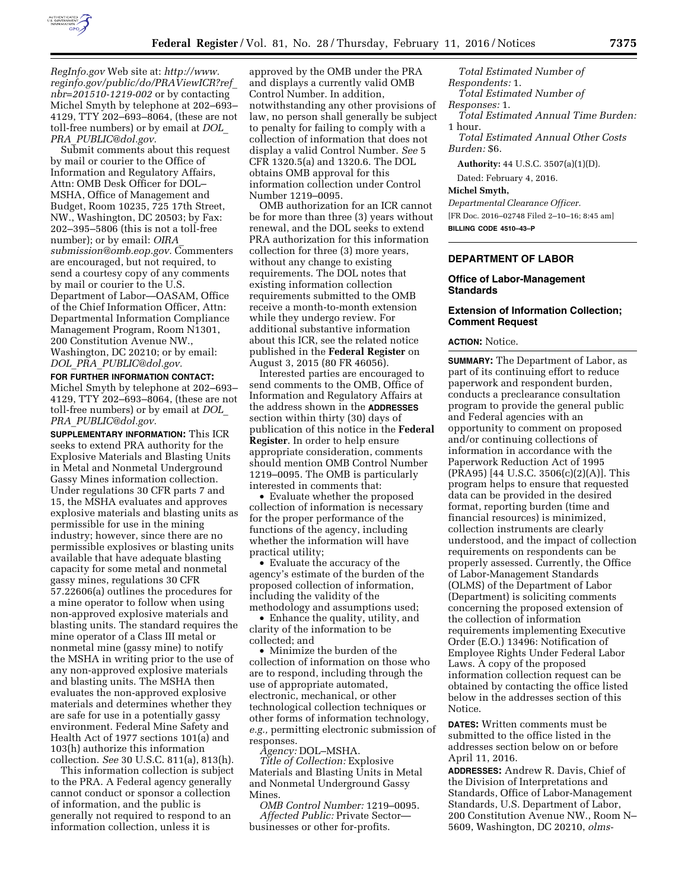*RegInfo.gov* Web site at: *http://www.reginfo.gov/public/do/PRAViewICR?ref_nbr=201510-1219-002* or by contacting Michel Smyth by telephone at 202–693–4129, TTY 202–693–8064, (these are not toll-free numbers) or by email at *DOL_PRA_PUBLIC@dol.gov.*

Submit comments about this request by mail or courier to the Office of Information and Regulatory Affairs, Attn: OMB Desk Officer for DOL–MSHA, Office of Management and Budget, Room 10235, 725 17th Street, NW., Washington, DC 20503; by Fax: 202–395–5806 (this is not a toll-free number); or by email: *OIRA_submission@omb.eop.gov.* Commenters are encouraged, but not required, to send a courtesy copy of any comments by mail or courier to the U.S. Department of Labor—OASAM, Office of the Chief Information Officer, Attn: Departmental Information Compliance Management Program, Room N1301, 200 Constitution Avenue NW., Washington, DC 20210; or by email: *DOL_PRA_PUBLIC@dol.gov.*

**FOR FURTHER INFORMATION CONTACT:** Michel Smyth by telephone at 202–693–4129, TTY 202–693–8064, (these are not toll-free numbers) or by email at *DOL_PRA_PUBLIC@dol.gov.*

**SUPPLEMENTARY INFORMATION:** This ICR seeks to extend PRA authority for the Explosive Materials and Blasting Units in Metal and Nonmetal Underground Gassy Mines information collection. Under regulations 30 CFR parts 7 and 15, the MSHA evaluates and approves explosive materials and blasting units as permissible for use in the mining industry; however, since there are no permissible explosives or blasting units available that have adequate blasting capacity for some metal and nonmetal gassy mines, regulations 30 CFR 57.22606(a) outlines the procedures for a mine operator to follow when using non-approved explosive materials and blasting units. The standard requires the mine operator of a Class III metal or nonmetal mine (gassy mine) to notify the MSHA in writing prior to the use of any non-approved explosive materials and blasting units. The MSHA then evaluates the non-approved explosive materials and determines whether they are safe for use in a potentially gassy environment. Federal Mine Safety and Health Act of 1977 sections 101(a) and 103(h) authorize this information collection. *See* 30 U.S.C. 811(a), 813(h).

This information collection is subject to the PRA. A Federal agency generally cannot conduct or sponsor a collection of information, and the public is generally not required to respond to an information collection, unless it is approved by the OMB under the PRA and displays a currently valid OMB Control Number. In addition, notwithstanding any other provisions of law, no person shall generally be subject to penalty for failing to comply with a collection of information that does not display a valid Control Number. *See* 5 CFR 1320.5(a) and 1320.6. The DOL obtains OMB approval for this information collection under Control Number 1219–0095.

OMB authorization for an ICR cannot be for more than three (3) years without renewal, and the DOL seeks to extend PRA authorization for this information collection for three (3) more years, without any change to existing requirements. The DOL notes that existing information collection requirements submitted to the OMB receive a month-to-month extension while they undergo review. For additional substantive information about this ICR, see the related notice published in the **Federal Register** on August 3, 2015 (80 FR 46056).

Interested parties are encouraged to send comments to the OMB, Office of Information and Regulatory Affairs at the address shown in the **ADDRESSES** section within thirty (30) days of publication of this notice in the **Federal Register**. In order to help ensure appropriate consideration, comments should mention OMB Control Number 1219–0095. The OMB is particularly interested in comments that:

- Evaluate whether the proposed collection of information is necessary for the proper performance of the functions of the agency, including whether the information will have practical utility;
- Evaluate the accuracy of the agency's estimate of the burden of the proposed collection of information, including the validity of the methodology and assumptions used;
- Enhance the quality, utility, and clarity of the information to be collected; and
- Minimize the burden of the collection of information on those who are to respond, including through the use of appropriate automated, electronic, mechanical, or other technological collection techniques or other forms of information technology, *e.g.,* permitting electronic submission of responses.

*Agency:* DOL–MSHA.

*Title of Collection:* Explosive Materials and Blasting Units in Metal and Nonmetal Underground Gassy Mines.

*OMB Control Number:* 1219–0095.

*Affected Public:* Private Sector—businesses or other for-profits.

*Total Estimated Number of Respondents:* 1.

*Total Estimated Number of Responses:* 1.

*Total Estimated Annual Time Burden:* 1 hour.

*Total Estimated Annual Other Costs Burden:* $6.

**Authority:** 44 U.S.C. 3507(a)(1)(D).

Dated: February 4, 2016.

**Michel Smyth,**

*Departmental Clearance Officer.*

[FR Doc. 2016–02748 Filed 2–10–16; 8:45 am]

**BILLING CODE 4510–43–P**

## DEPARTMENT OF LABOR

### Office of Labor-Management Standards

### Extension of Information Collection; Comment Request

**ACTION:** Notice.

**SUMMARY:** The Department of Labor, as part of its continuing effort to reduce paperwork and respondent burden, conducts a preclearance consultation program to provide the general public and Federal agencies with an opportunity to comment on proposed and/or continuing collections of information in accordance with the Paperwork Reduction Act of 1995 (PRA95) [44 U.S.C. 3506(c)(2)(A)]. This program helps to ensure that requested data can be provided in the desired format, reporting burden (time and financial resources) is minimized, collection instruments are clearly understood, and the impact of collection requirements on respondents can be properly assessed. Currently, the Office of Labor-Management Standards (OLMS) of the Department of Labor (Department) is soliciting comments concerning the proposed extension of the collection of information requirements implementing Executive Order (E.O.) 13496: Notification of Employee Rights Under Federal Labor Laws. A copy of the proposed information collection request can be obtained by contacting the office listed below in the addresses section of this Notice.

**DATES:** Written comments must be submitted to the office listed in the addresses section below on or before April 11, 2016.

**ADDRESSES:** Andrew R. Davis, Chief of the Division of Interpretations and Standards, Office of Labor-Management Standards, U.S. Department of Labor, 200 Constitution Avenue NW., Room N–5609, Washington, DC 20210, *olms-*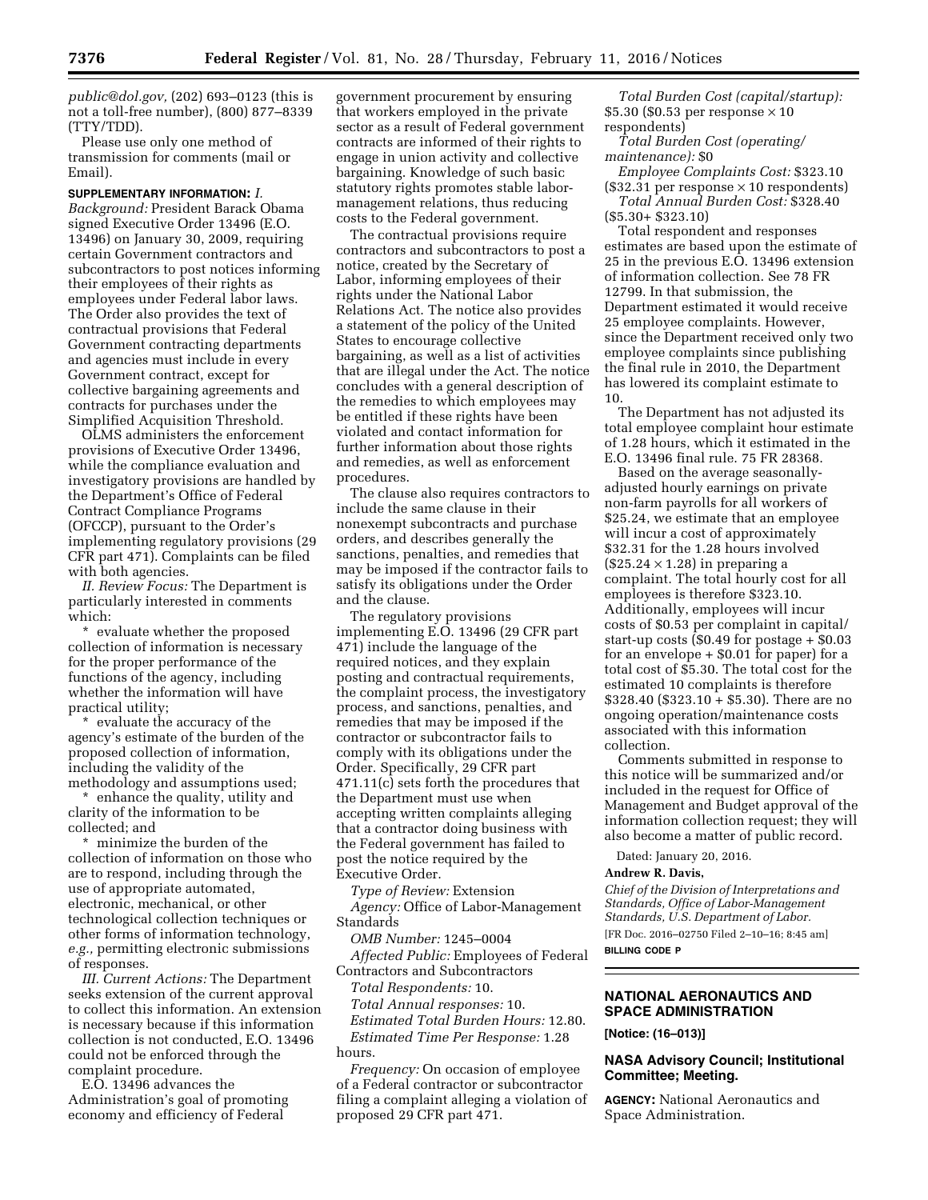*public@dol.gov,* (202) 693–0123 (this is not a toll-free number), (800) 877–8339 (TTY/TDD).

Please use only one method of transmission for comments (mail or Email).

**SUPPLEMENTARY INFORMATION:** *I. Background:* President Barack Obama signed Executive Order 13496 (E.O. 13496) on January 30, 2009, requiring certain Government contractors and subcontractors to post notices informing their employees of their rights as employees under Federal labor laws. The Order also provides the text of contractual provisions that Federal Government contracting departments and agencies must include in every Government contract, except for collective bargaining agreements and contracts for purchases under the Simplified Acquisition Threshold.

OLMS administers the enforcement provisions of Executive Order 13496, while the compliance evaluation and investigatory provisions are handled by the Department's Office of Federal Contract Compliance Programs (OFCCP), pursuant to the Order's implementing regulatory provisions (29 CFR part 471). Complaints can be filed with both agencies.

*II. Review Focus:* The Department is particularly interested in comments which:

* evaluate whether the proposed collection of information is necessary for the proper performance of the functions of the agency, including whether the information will have practical utility;

* evaluate the accuracy of the agency's estimate of the burden of the proposed collection of information, including the validity of the methodology and assumptions used;

* enhance the quality, utility and clarity of the information to be collected; and

* minimize the burden of the collection of information on those who are to respond, including through the use of appropriate automated, electronic, mechanical, or other technological collection techniques or other forms of information technology, *e.g.,* permitting electronic submissions of responses.

*III. Current Actions:* The Department seeks extension of the current approval to collect this information. An extension is necessary because if this information collection is not conducted, E.O. 13496 could not be enforced through the complaint procedure.

E.O. 13496 advances the Administration's goal of promoting economy and efficiency of Federal government procurement by ensuring that workers employed in the private sector as a result of Federal government contracts are informed of their rights to engage in union activity and collective bargaining. Knowledge of such basic statutory rights promotes stable labor-management relations, thus reducing costs to the Federal government.

The contractual provisions require contractors and subcontractors to post a notice, created by the Secretary of Labor, informing employees of their rights under the National Labor Relations Act. The notice also provides a statement of the policy of the United States to encourage collective bargaining, as well as a list of activities that are illegal under the Act. The notice concludes with a general description of the remedies to which employees may be entitled if these rights have been violated and contact information for further information about those rights and remedies, as well as enforcement procedures.

The clause also requires contractors to include the same clause in their nonexempt subcontracts and purchase orders, and describes generally the sanctions, penalties, and remedies that may be imposed if the contractor fails to satisfy its obligations under the Order and the clause.

The regulatory provisions implementing E.O. 13496 (29 CFR part 471) include the language of the required notices, and they explain posting and contractual requirements, the complaint process, the investigatory process, and sanctions, penalties, and remedies that may be imposed if the contractor or subcontractor fails to comply with its obligations under the Order. Specifically, 29 CFR part 471.11(c) sets forth the procedures that the Department must use when accepting written complaints alleging that a contractor doing business with the Federal government has failed to post the notice required by the Executive Order.

*Type of Review:* Extension

*Agency:* Office of Labor-Management Standards

*OMB Number:* 1245–0004

*Affected Public:* Employees of Federal Contractors and Subcontractors

*Total Respondents:* 10.

*Total Annual responses:* 10.

*Estimated Total Burden Hours:* 12.80.

*Estimated Time Per Response:* 1.28 hours.

*Frequency:* On occasion of employee of a Federal contractor or subcontractor filing a complaint alleging a violation of proposed 29 CFR part 471.

*Total Burden Cost (capital/startup):* \$5.30 (\$0.53 per response $\times$ 10 respondents)

*Total Burden Cost (operating/maintenance):* \$0

*Employee Complaints Cost:* \$323.10 (\$32.31 per response $\times$ 10 respondents)

*Total Annual Burden Cost:* \$328.40 (\$5.30+ \$323.10)

Total respondent and responses estimates are based upon the estimate of 25 in the previous E.O. 13496 extension of information collection. See 78 FR 12799. In that submission, the Department estimated it would receive 25 employee complaints. However, since the Department received only two employee complaints since publishing the final rule in 2010, the Department has lowered its complaint estimate to 10.

The Department has not adjusted its total employee complaint hour estimate of 1.28 hours, which it estimated in the E.O. 13496 final rule. 75 FR 28368.

Based on the average seasonally-adjusted hourly earnings on private non-farm payrolls for all workers of \$25.24, we estimate that an employee will incur a cost of approximately \$32.31 for the 1.28 hours involved (\$25.24 $\times$ 1.28) in preparing a complaint. The total hourly cost for all employees is therefore \$323.10. Additionally, employees will incur costs of \$0.53 per complaint in capital/start-up costs (\$0.49 for postage + \$0.03 for an envelope + \$0.01 for paper) for a total cost of \$5.30. The total cost for the estimated 10 complaints is therefore \$328.40 (\$323.10 + \$5.30). There are no ongoing operation/maintenance costs associated with this information collection.

Comments submitted in response to this notice will be summarized and/or included in the request for Office of Management and Budget approval of the information collection request; they will also become a matter of public record.

Dated: January 20, 2016.

**Andrew R. Davis,**

*Chief of the Division of Interpretations and Standards, Office of Labor-Management Standards, U.S. Department of Labor.*

[FR Doc. 2016–02750 Filed 2–10–16; 8:45 am]

**BILLING CODE P**

## NATIONAL AERONAUTICS AND SPACE ADMINISTRATION

**[Notice: (16–013)]**

### NASA Advisory Council; Institutional Committee; Meeting.

**AGENCY:** National Aeronautics and Space Administration.